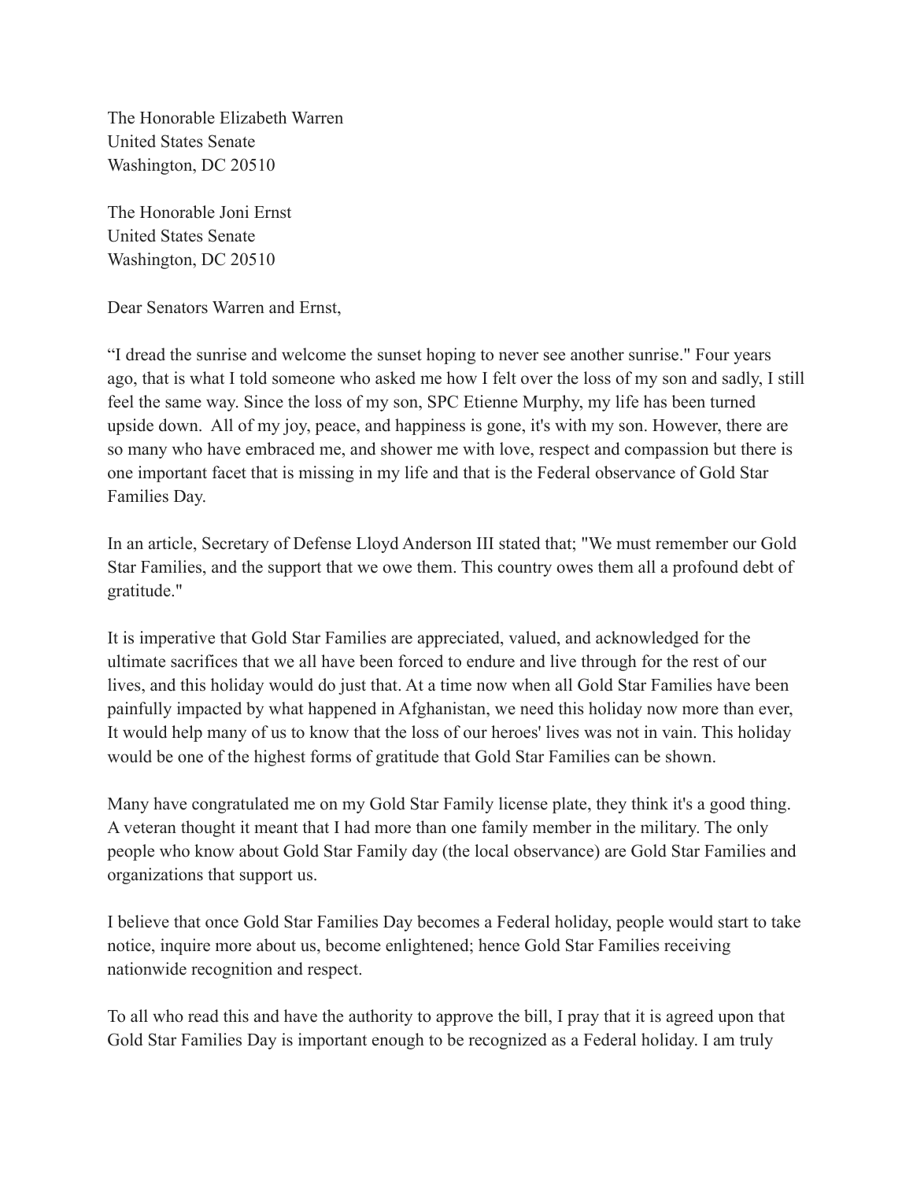The Honorable Elizabeth Warren
United States Senate
Washington, DC 20510

The Honorable Joni Ernst
United States Senate
Washington, DC 20510

Dear Senators Warren and Ernst,

“I dread the sunrise and welcome the sunset hoping to never see another sunrise." Four years ago, that is what I told someone who asked me how I felt over the loss of my son and sadly, I still feel the same way. Since the loss of my son, SPC Etienne Murphy, my life has been turned upside down. All of my joy, peace, and happiness is gone, it's with my son. However, there are so many who have embraced me, and shower me with love, respect and compassion but there is one important facet that is missing in my life and that is the Federal observance of Gold Star Families Day.

In an article, Secretary of Defense Lloyd Anderson III stated that; "We must remember our Gold Star Families, and the support that we owe them. This country owes them all a profound debt of gratitude."

It is imperative that Gold Star Families are appreciated, valued, and acknowledged for the ultimate sacrifices that we all have been forced to endure and live through for the rest of our lives, and this holiday would do just that. At a time now when all Gold Star Families have been painfully impacted by what happened in Afghanistan, we need this holiday now more than ever, It would help many of us to know that the loss of our heroes' lives was not in vain. This holiday would be one of the highest forms of gratitude that Gold Star Families can be shown.

Many have congratulated me on my Gold Star Family license plate, they think it's a good thing. A veteran thought it meant that I had more than one family member in the military. The only people who know about Gold Star Family day (the local observance) are Gold Star Families and organizations that support us.

I believe that once Gold Star Families Day becomes a Federal holiday, people would start to take notice, inquire more about us, become enlightened; hence Gold Star Families receiving nationwide recognition and respect.

To all who read this and have the authority to approve the bill, I pray that it is agreed upon that Gold Star Families Day is important enough to be recognized as a Federal holiday. I am truly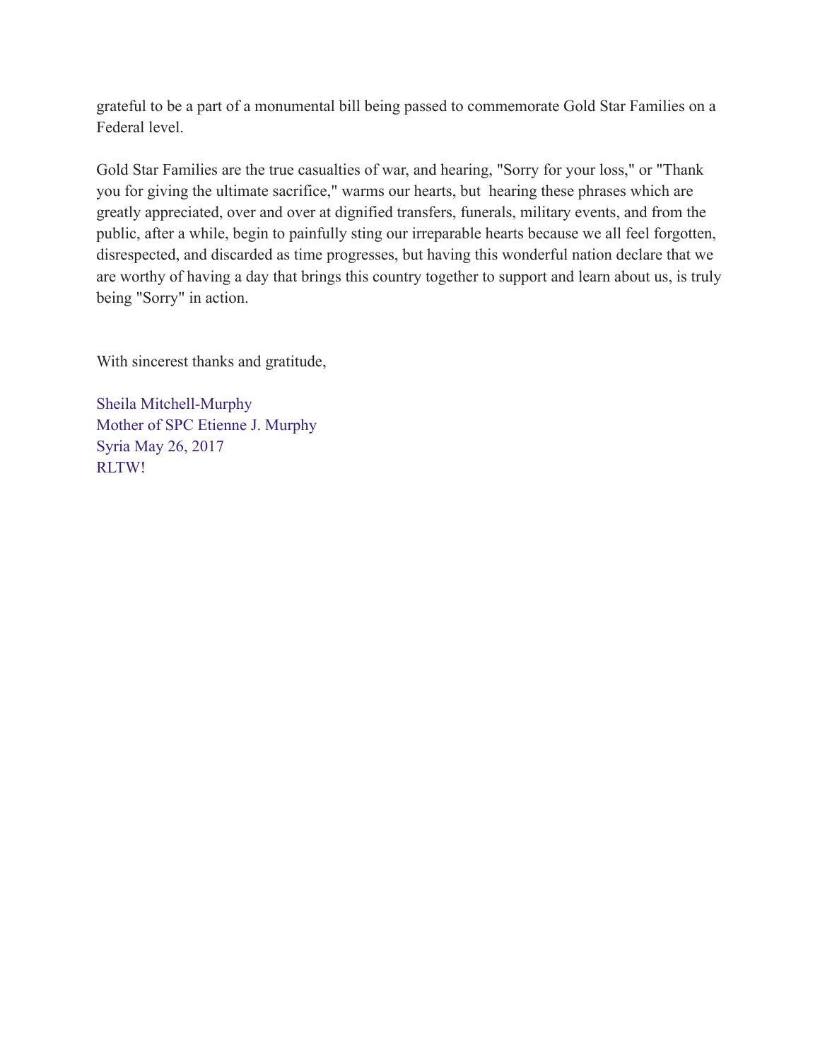grateful to be a part of a monumental bill being passed to commemorate Gold Star Families on a Federal level.

Gold Star Families are the true casualties of war, and hearing, "Sorry for your loss," or "Thank you for giving the ultimate sacrifice," warms our hearts, but hearing these phrases which are greatly appreciated, over and over at dignified transfers, funerals, military events, and from the public, after a while, begin to painfully sting our irreparable hearts because we all feel forgotten, disrespected, and discarded as time progresses, but having this wonderful nation declare that we are worthy of having a day that brings this country together to support and learn about us, is truly being "Sorry" in action.

With sincerest thanks and gratitude,

Sheila Mitchell-Murphy
Mother of SPC Etienne J. Murphy
Syria May 26, 2017
RLTW!